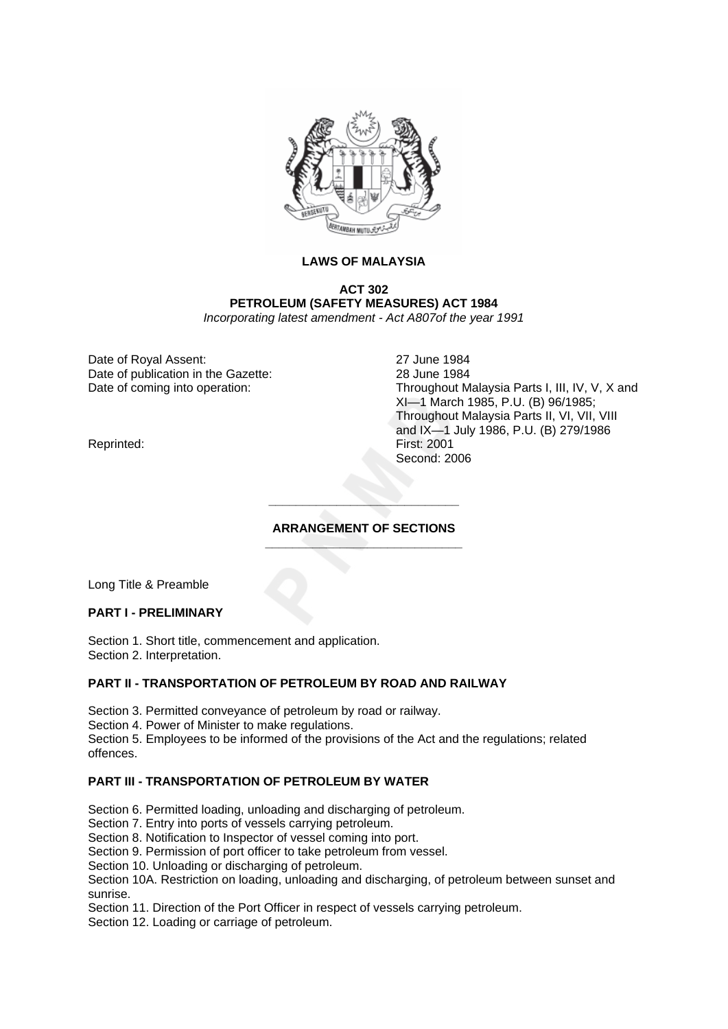**LAWS OF MALAYSIA**

**ACT 302**
**PETROLEUM (SAFETY MEASURES) ACT 1984**
*Incorporating latest amendment - Act A807of the year 1991*

| | |
|---|---|
| Date of Royal Assent: | 27 June 1984 |
| Date of publication in the Gazette: | 28 June 1984 |
| Date of coming into operation: | Throughout Malaysia Parts I, III, IV, V, X and XI—1 March 1985, P.U. (B) 96/1985; Throughout Malaysia Parts II, VI, VII, VIII and IX—1 July 1986, P.U. (B) 279/1986 |
| Reprinted: | First: 2001<br>Second: 2006 |

---

**ARRANGEMENT OF SECTIONS**

---

Long Title & Preamble

**PART I - PRELIMINARY**

Section 1. Short title, commencement and application.
Section 2. Interpretation.

**PART II - TRANSPORTATION OF PETROLEUM BY ROAD AND RAILWAY**

Section 3. Permitted conveyance of petroleum by road or railway.
Section 4. Power of Minister to make regulations.
Section 5. Employees to be informed of the provisions of the Act and the regulations; related offences.

**PART III - TRANSPORTATION OF PETROLEUM BY WATER**

Section 6. Permitted loading, unloading and discharging of petroleum.
Section 7. Entry into ports of vessels carrying petroleum.
Section 8. Notification to Inspector of vessel coming into port.
Section 9. Permission of port officer to take petroleum from vessel.
Section 10. Unloading or discharging of petroleum.
Section 10A. Restriction on loading, unloading and discharging, of petroleum between sunset and sunrise.
Section 11. Direction of the Port Officer in respect of vessels carrying petroleum.
Section 12. Loading or carriage of petroleum.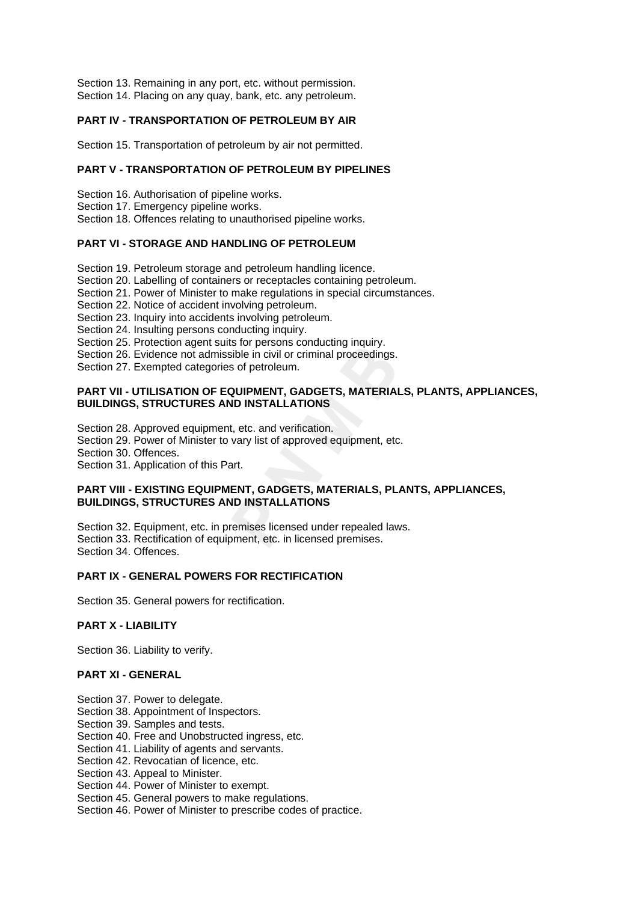Section 13. Remaining in any port, etc. without permission.
Section 14. Placing on any quay, bank, etc. any petroleum.

**PART IV - TRANSPORTATION OF PETROLEUM BY AIR**

Section 15. Transportation of petroleum by air not permitted.

**PART V - TRANSPORTATION OF PETROLEUM BY PIPELINES**

Section 16. Authorisation of pipeline works.
Section 17. Emergency pipeline works.
Section 18. Offences relating to unauthorised pipeline works.

**PART VI - STORAGE AND HANDLING OF PETROLEUM**

Section 19. Petroleum storage and petroleum handling licence.
Section 20. Labelling of containers or receptacles containing petroleum.
Section 21. Power of Minister to make regulations in special circumstances.
Section 22. Notice of accident involving petroleum.
Section 23. Inquiry into accidents involving petroleum.
Section 24. Insulting persons conducting inquiry.
Section 25. Protection agent suits for persons conducting inquiry.
Section 26. Evidence not admissible in civil or criminal proceedings.
Section 27. Exempted categories of petroleum.

**PART VII - UTILISATION OF EQUIPMENT, GADGETS, MATERIALS, PLANTS, APPLIANCES, BUILDINGS, STRUCTURES AND INSTALLATIONS**

Section 28. Approved equipment, etc. and verification.
Section 29. Power of Minister to vary list of approved equipment, etc.
Section 30. Offences.
Section 31. Application of this Part.

**PART VIII - EXISTING EQUIPMENT, GADGETS, MATERIALS, PLANTS, APPLIANCES, BUILDINGS, STRUCTURES AND INSTALLATIONS**

Section 32. Equipment, etc. in premises licensed under repealed laws.
Section 33. Rectification of equipment, etc. in licensed premises.
Section 34. Offences.

**PART IX - GENERAL POWERS FOR RECTIFICATION**

Section 35. General powers for rectification.

**PART X - LIABILITY**

Section 36. Liability to verify.

**PART XI - GENERAL**

Section 37. Power to delegate.
Section 38. Appointment of Inspectors.
Section 39. Samples and tests.
Section 40. Free and Unobstructed ingress, etc.
Section 41. Liability of agents and servants.
Section 42. Revocatian of licence, etc.
Section 43. Appeal to Minister.
Section 44. Power of Minister to exempt.
Section 45. General powers to make regulations.
Section 46. Power of Minister to prescribe codes of practice.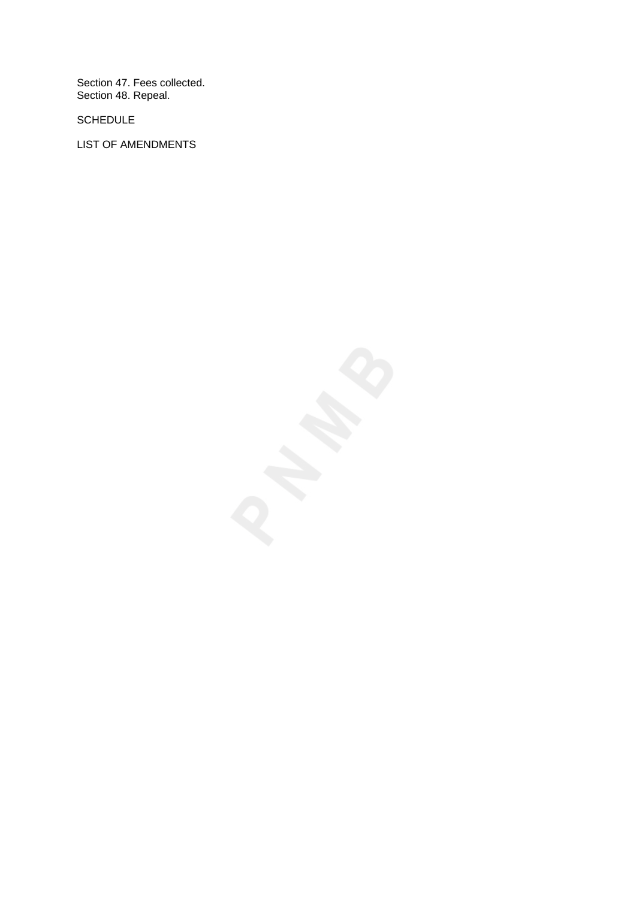Section 47. Fees collected.
Section 48. Repeal.

SCHEDULE

LIST OF AMENDMENTS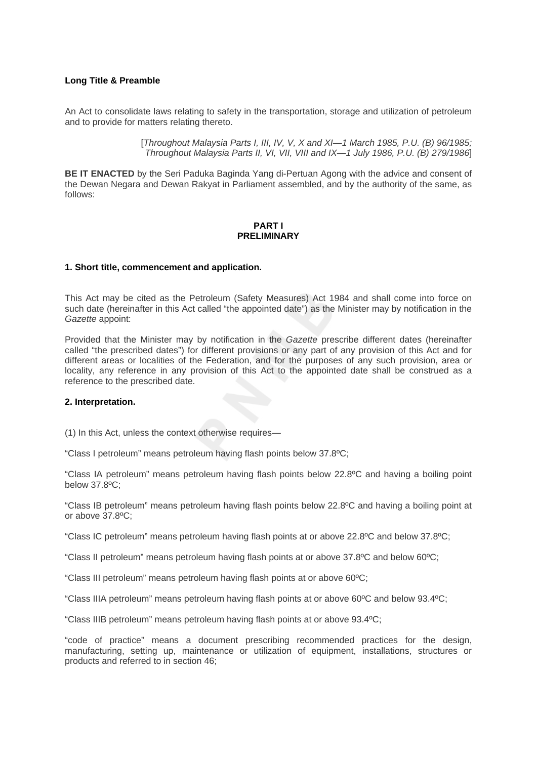**Long Title & Preamble**

An Act to consolidate laws relating to safety in the transportation, storage and utilization of petroleum and to provide for matters relating thereto.

[*Throughout Malaysia Parts I, III, IV, V, X and XI—1 March 1985, P.U. (B) 96/1985; Throughout Malaysia Parts II, VI, VII, VIII and IX—1 July 1986, P.U. (B) 279/1986*]

**BE IT ENACTED** by the Seri Paduka Baginda Yang di-Pertuan Agong with the advice and consent of the Dewan Negara and Dewan Rakyat in Parliament assembled, and by the authority of the same, as follows:

## PART I
## PRELIMINARY

### 1. Short title, commencement and application.

This Act may be cited as the Petroleum (Safety Measures) Act 1984 and shall come into force on such date (hereinafter in this Act called "the appointed date") as the Minister may by notification in the *Gazette* appoint:

Provided that the Minister may by notification in the *Gazette* prescribe different dates (hereinafter called "the prescribed dates") for different provisions or any part of any provision of this Act and for different areas or localities of the Federation, and for the purposes of any such provision, area or locality, any reference in any provision of this Act to the appointed date shall be construed as a reference to the prescribed date.

### 2. Interpretation.

(1) In this Act, unless the context otherwise requires—

"Class I petroleum" means petroleum having flash points below 37.8ºC;

"Class IA petroleum" means petroleum having flash points below 22.8ºC and having a boiling point below 37.8ºC;

"Class IB petroleum" means petroleum having flash points below 22.8ºC and having a boiling point at or above 37.8ºC;

"Class IC petroleum" means petroleum having flash points at or above 22.8ºC and below 37.8ºC;

"Class II petroleum" means petroleum having flash points at or above 37.8ºC and below 60ºC;

"Class III petroleum" means petroleum having flash points at or above 60ºC;

"Class IIIA petroleum" means petroleum having flash points at or above 60ºC and below 93.4ºC;

"Class IIIB petroleum" means petroleum having flash points at or above 93.4ºC;

"code of practice" means a document prescribing recommended practices for the design, manufacturing, setting up, maintenance or utilization of equipment, installations, structures or products and referred to in section 46;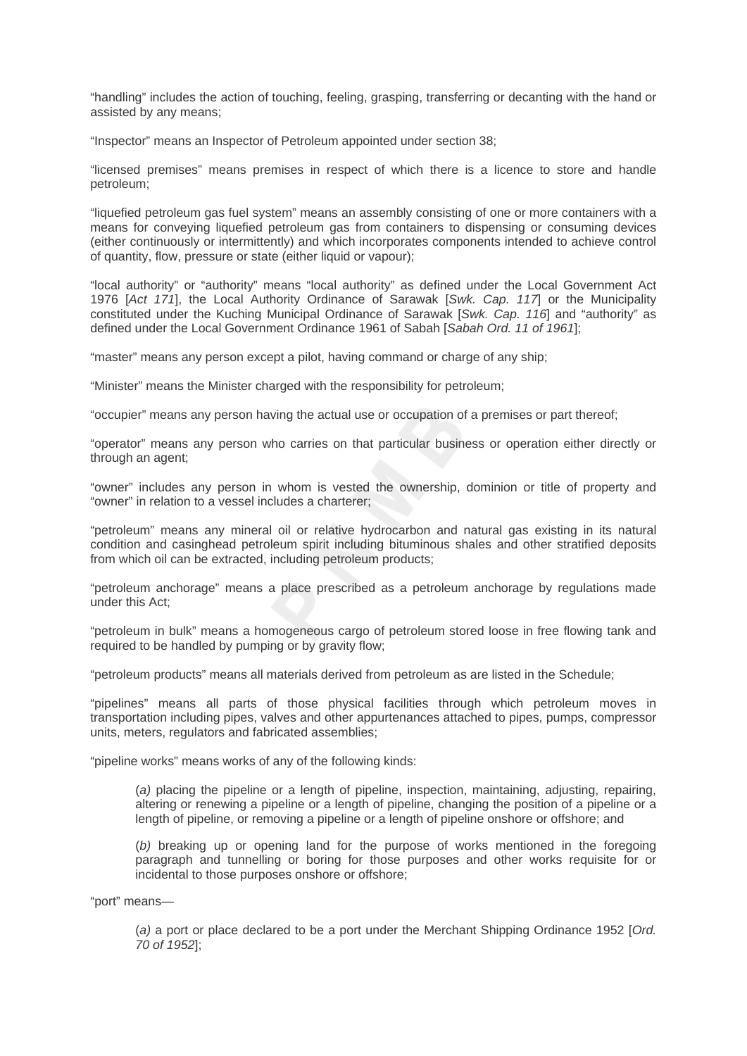“handling” includes the action of touching, feeling, grasping, transferring or decanting with the hand or assisted by any means;

“Inspector” means an Inspector of Petroleum appointed under section 38;

“licensed premises” means premises in respect of which there is a licence to store and handle petroleum;

“liquefied petroleum gas fuel system” means an assembly consisting of one or more containers with a means for conveying liquefied petroleum gas from containers to dispensing or consuming devices (either continuously or intermittently) and which incorporates components intended to achieve control of quantity, flow, pressure or state (either liquid or vapour);

“local authority” or “authority” means “local authority” as defined under the Local Government Act 1976 [*Act 171*], the Local Authority Ordinance of Sarawak [*Swk. Cap. 117*] or the Municipality constituted under the Kuching Municipal Ordinance of Sarawak [*Swk. Cap. 116*] and “authority” as defined under the Local Government Ordinance 1961 of Sabah [*Sabah Ord. 11 of 1961*];

“master” means any person except a pilot, having command or charge of any ship;

“Minister” means the Minister charged with the responsibility for petroleum;

“occupier” means any person having the actual use or occupation of a premises or part thereof;

“operator” means any person who carries on that particular business or operation either directly or through an agent;

“owner” includes any person in whom is vested the ownership, dominion or title of property and “owner” in relation to a vessel includes a charterer;

“petroleum” means any mineral oil or relative hydrocarbon and natural gas existing in its natural condition and casinghead petroleum spirit including bituminous shales and other stratified deposits from which oil can be extracted, including petroleum products;

“petroleum anchorage” means a place prescribed as a petroleum anchorage by regulations made under this Act;

“petroleum in bulk” means a homogeneous cargo of petroleum stored loose in free flowing tank and required to be handled by pumping or by gravity flow;

“petroleum products” means all materials derived from petroleum as are listed in the Schedule;

“pipelines” means all parts of those physical facilities through which petroleum moves in transportation including pipes, valves and other appurtenances attached to pipes, pumps, compressor units, meters, regulators and fabricated assemblies;

“pipeline works” means works of any of the following kinds:

(*a)* placing the pipeline or a length of pipeline, inspection, maintaining, adjusting, repairing, altering or renewing a pipeline or a length of pipeline, changing the position of a pipeline or a length of pipeline, or removing a pipeline or a length of pipeline onshore or offshore; and

(*b)* breaking up or opening land for the purpose of works mentioned in the foregoing paragraph and tunnelling or boring for those purposes and other works requisite for or incidental to those purposes onshore or offshore;

“port” means—

(*a)* a port or place declared to be a port under the Merchant Shipping Ordinance 1952 [*Ord. 70 of 1952*];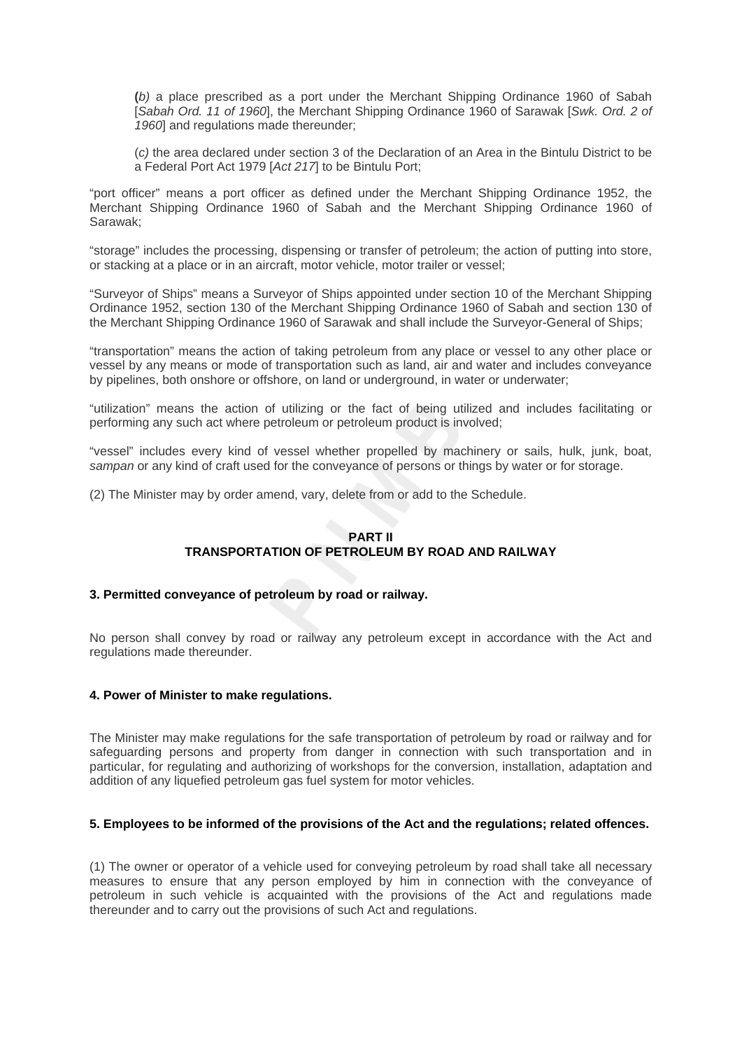(*b)* a place prescribed as a port under the Merchant Shipping Ordinance 1960 of Sabah [*Sabah Ord. 11 of 1960*], the Merchant Shipping Ordinance 1960 of Sarawak [*Swk. Ord. 2 of 1960*] and regulations made thereunder;

(*c)* the area declared under section 3 of the Declaration of an Area in the Bintulu District to be a Federal Port Act 1979 [*Act 217*] to be Bintulu Port;

"port officer" means a port officer as defined under the Merchant Shipping Ordinance 1952, the Merchant Shipping Ordinance 1960 of Sabah and the Merchant Shipping Ordinance 1960 of Sarawak;

"storage" includes the processing, dispensing or transfer of petroleum; the action of putting into store, or stacking at a place or in an aircraft, motor vehicle, motor trailer or vessel;

"Surveyor of Ships" means a Surveyor of Ships appointed under section 10 of the Merchant Shipping Ordinance 1952, section 130 of the Merchant Shipping Ordinance 1960 of Sabah and section 130 of the Merchant Shipping Ordinance 1960 of Sarawak and shall include the Surveyor-General of Ships;

"transportation" means the action of taking petroleum from any place or vessel to any other place or vessel by any means or mode of transportation such as land, air and water and includes conveyance by pipelines, both onshore or offshore, on land or underground, in water or underwater;

"utilization" means the action of utilizing or the fact of being utilized and includes facilitating or performing any such act where petroleum or petroleum product is involved;

"vessel" includes every kind of vessel whether propelled by machinery or sails, hulk, junk, boat, *sampan* or any kind of craft used for the conveyance of persons or things by water or for storage.

(2) The Minister may by order amend, vary, delete from or add to the Schedule.

## PART II
## TRANSPORTATION OF PETROLEUM BY ROAD AND RAILWAY

### 3. Permitted conveyance of petroleum by road or railway.

No person shall convey by road or railway any petroleum except in accordance with the Act and regulations made thereunder.

### 4. Power of Minister to make regulations.

The Minister may make regulations for the safe transportation of petroleum by road or railway and for safeguarding persons and property from danger in connection with such transportation and in particular, for regulating and authorizing of workshops for the conversion, installation, adaptation and addition of any liquefied petroleum gas fuel system for motor vehicles.

### 5. Employees to be informed of the provisions of the Act and the regulations; related offences.

(1) The owner or operator of a vehicle used for conveying petroleum by road shall take all necessary measures to ensure that any person employed by him in connection with the conveyance of petroleum in such vehicle is acquainted with the provisions of the Act and regulations made thereunder and to carry out the provisions of such Act and regulations.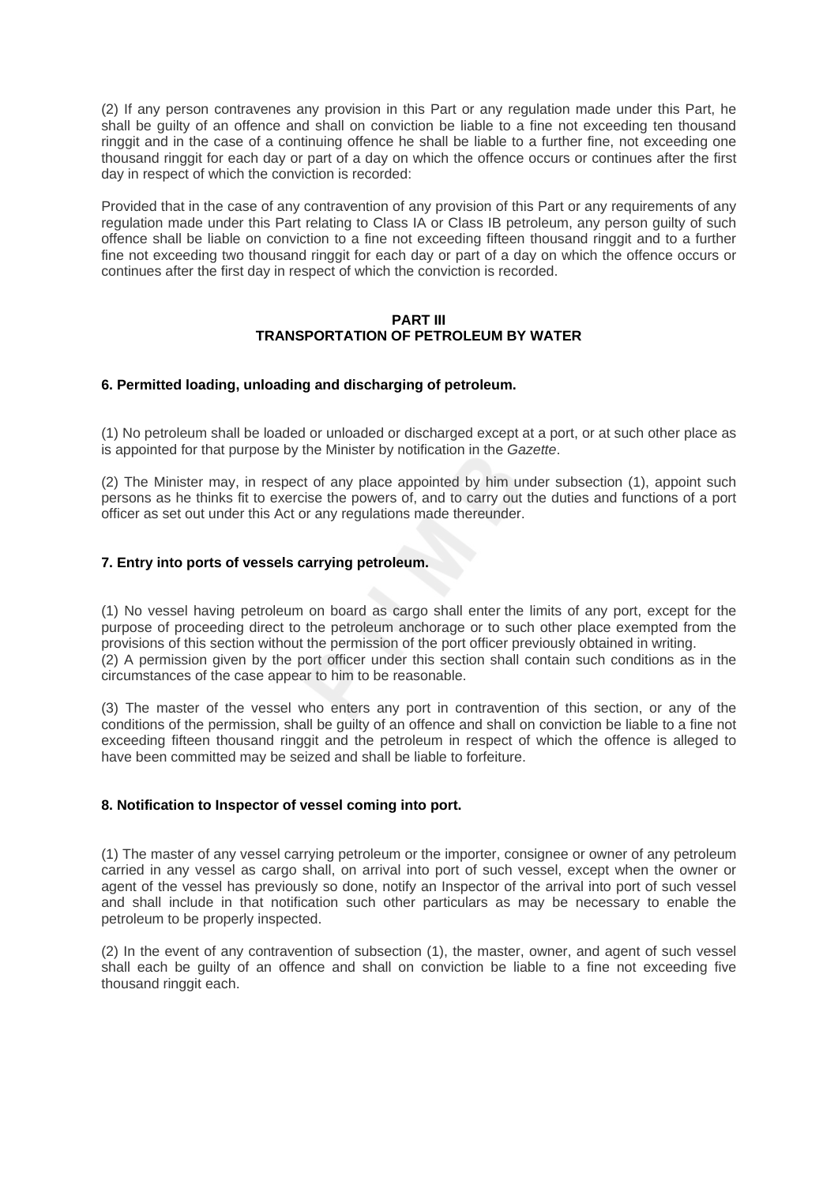(2) If any person contravenes any provision in this Part or any regulation made under this Part, he shall be guilty of an offence and shall on conviction be liable to a fine not exceeding ten thousand ringgit and in the case of a continuing offence he shall be liable to a further fine, not exceeding one thousand ringgit for each day or part of a day on which the offence occurs or continues after the first day in respect of which the conviction is recorded:

Provided that in the case of any contravention of any provision of this Part or any requirements of any regulation made under this Part relating to Class IA or Class IB petroleum, any person guilty of such offence shall be liable on conviction to a fine not exceeding fifteen thousand ringgit and to a further fine not exceeding two thousand ringgit for each day or part of a day on which the offence occurs or continues after the first day in respect of which the conviction is recorded.

## PART III
## TRANSPORTATION OF PETROLEUM BY WATER

### 6. Permitted loading, unloading and discharging of petroleum.

(1) No petroleum shall be loaded or unloaded or discharged except at a port, or at such other place as is appointed for that purpose by the Minister by notification in the *Gazette*.

(2) The Minister may, in respect of any place appointed by him under subsection (1), appoint such persons as he thinks fit to exercise the powers of, and to carry out the duties and functions of a port officer as set out under this Act or any regulations made thereunder.

### 7. Entry into ports of vessels carrying petroleum.

(1) No vessel having petroleum on board as cargo shall enter the limits of any port, except for the purpose of proceeding direct to the petroleum anchorage or to such other place exempted from the provisions of this section without the permission of the port officer previously obtained in writing.
(2) A permission given by the port officer under this section shall contain such conditions as in the circumstances of the case appear to him to be reasonable.

(3) The master of the vessel who enters any port in contravention of this section, or any of the conditions of the permission, shall be guilty of an offence and shall on conviction be liable to a fine not exceeding fifteen thousand ringgit and the petroleum in respect of which the offence is alleged to have been committed may be seized and shall be liable to forfeiture.

### 8. Notification to Inspector of vessel coming into port.

(1) The master of any vessel carrying petroleum or the importer, consignee or owner of any petroleum carried in any vessel as cargo shall, on arrival into port of such vessel, except when the owner or agent of the vessel has previously so done, notify an Inspector of the arrival into port of such vessel and shall include in that notification such other particulars as may be necessary to enable the petroleum to be properly inspected.

(2) In the event of any contravention of subsection (1), the master, owner, and agent of such vessel shall each be guilty of an offence and shall on conviction be liable to a fine not exceeding five thousand ringgit each.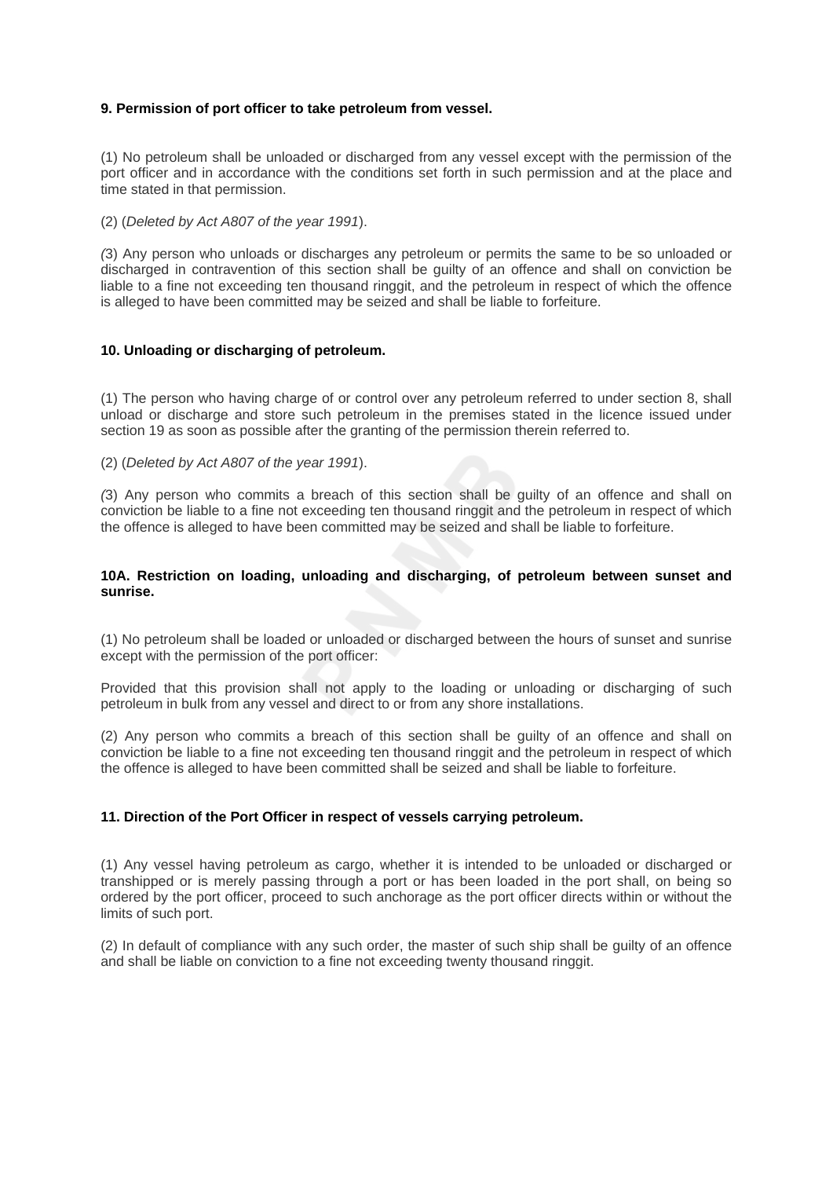**9. Permission of port officer to take petroleum from vessel.**

(1) No petroleum shall be unloaded or discharged from any vessel except with the permission of the port officer and in accordance with the conditions set forth in such permission and at the place and time stated in that permission.

(2) (*Deleted by Act A807 of the year 1991*).

*(*3) Any person who unloads or discharges any petroleum or permits the same to be so unloaded or discharged in contravention of this section shall be guilty of an offence and shall on conviction be liable to a fine not exceeding ten thousand ringgit, and the petroleum in respect of which the offence is alleged to have been committed may be seized and shall be liable to forfeiture.

**10. Unloading or discharging of petroleum.**

(1) The person who having charge of or control over any petroleum referred to under section 8, shall unload or discharge and store such petroleum in the premises stated in the licence issued under section 19 as soon as possible after the granting of the permission therein referred to.

(2) (*Deleted by Act A807 of the year 1991*).

*(*3) Any person who commits a breach of this section shall be guilty of an offence and shall on conviction be liable to a fine not exceeding ten thousand ringgit and the petroleum in respect of which the offence is alleged to have been committed may be seized and shall be liable to forfeiture.

**10A. Restriction on loading, unloading and discharging, of petroleum between sunset and sunrise.**

(1) No petroleum shall be loaded or unloaded or discharged between the hours of sunset and sunrise except with the permission of the port officer:

Provided that this provision shall not apply to the loading or unloading or discharging of such petroleum in bulk from any vessel and direct to or from any shore installations.

(2) Any person who commits a breach of this section shall be guilty of an offence and shall on conviction be liable to a fine not exceeding ten thousand ringgit and the petroleum in respect of which the offence is alleged to have been committed shall be seized and shall be liable to forfeiture.

**11. Direction of the Port Officer in respect of vessels carrying petroleum.**

(1) Any vessel having petroleum as cargo, whether it is intended to be unloaded or discharged or transhipped or is merely passing through a port or has been loaded in the port shall, on being so ordered by the port officer, proceed to such anchorage as the port officer directs within or without the limits of such port.

(2) In default of compliance with any such order, the master of such ship shall be guilty of an offence and shall be liable on conviction to a fine not exceeding twenty thousand ringgit.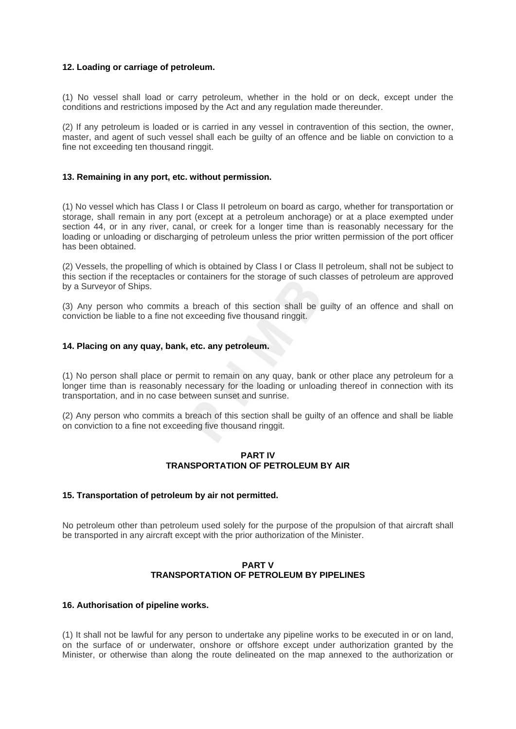### 12. Loading or carriage of petroleum.

(1) No vessel shall load or carry petroleum, whether in the hold or on deck, except under the conditions and restrictions imposed by the Act and any regulation made thereunder.

(2) If any petroleum is loaded or is carried in any vessel in contravention of this section, the owner, master, and agent of such vessel shall each be guilty of an offence and be liable on conviction to a fine not exceeding ten thousand ringgit.

### 13. Remaining in any port, etc. without permission.

(1) No vessel which has Class I or Class II petroleum on board as cargo, whether for transportation or storage, shall remain in any port (except at a petroleum anchorage) or at a place exempted under section 44, or in any river, canal, or creek for a longer time than is reasonably necessary for the loading or unloading or discharging of petroleum unless the prior written permission of the port officer has been obtained.

(2) Vessels, the propelling of which is obtained by Class I or Class II petroleum, shall not be subject to this section if the receptacles or containers for the storage of such classes of petroleum are approved by a Surveyor of Ships.

(3) Any person who commits a breach of this section shall be guilty of an offence and shall on conviction be liable to a fine not exceeding five thousand ringgit.

### 14. Placing on any quay, bank, etc. any petroleum.

(1) No person shall place or permit to remain on any quay, bank or other place any petroleum for a longer time than is reasonably necessary for the loading or unloading thereof in connection with its transportation, and in no case between sunset and sunrise.

(2) Any person who commits a breach of this section shall be guilty of an offence and shall be liable on conviction to a fine not exceeding five thousand ringgit.

## PART IV
## TRANSPORTATION OF PETROLEUM BY AIR

### 15. Transportation of petroleum by air not permitted.

No petroleum other than petroleum used solely for the purpose of the propulsion of that aircraft shall be transported in any aircraft except with the prior authorization of the Minister.

## PART V
## TRANSPORTATION OF PETROLEUM BY PIPELINES

### 16. Authorisation of pipeline works.

(1) It shall not be lawful for any person to undertake any pipeline works to be executed in or on land, on the surface of or underwater, onshore or offshore except under authorization granted by the Minister, or otherwise than along the route delineated on the map annexed to the authorization or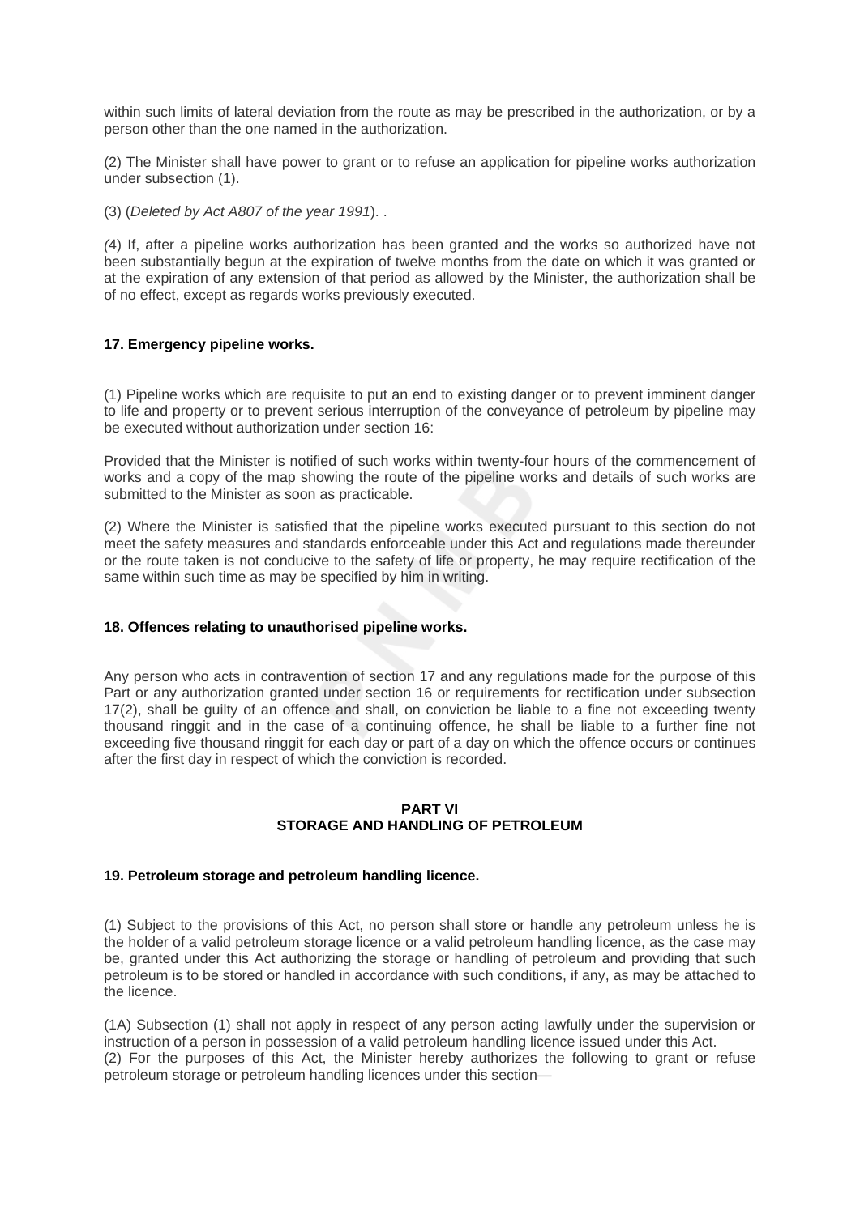within such limits of lateral deviation from the route as may be prescribed in the authorization, or by a person other than the one named in the authorization.

(2) The Minister shall have power to grant or to refuse an application for pipeline works authorization under subsection (1).

(3) (*Deleted by Act A807 of the year 1991*). .

*(*4) If, after a pipeline works authorization has been granted and the works so authorized have not been substantially begun at the expiration of twelve months from the date on which it was granted or at the expiration of any extension of that period as allowed by the Minister, the authorization shall be of no effect, except as regards works previously executed.

#### 17. Emergency pipeline works.

(1) Pipeline works which are requisite to put an end to existing danger or to prevent imminent danger to life and property or to prevent serious interruption of the conveyance of petroleum by pipeline may be executed without authorization under section 16:

Provided that the Minister is notified of such works within twenty-four hours of the commencement of works and a copy of the map showing the route of the pipeline works and details of such works are submitted to the Minister as soon as practicable.

(2) Where the Minister is satisfied that the pipeline works executed pursuant to this section do not meet the safety measures and standards enforceable under this Act and regulations made thereunder or the route taken is not conducive to the safety of life or property, he may require rectification of the same within such time as may be specified by him in writing.

#### 18. Offences relating to unauthorised pipeline works.

Any person who acts in contravention of section 17 and any regulations made for the purpose of this Part or any authorization granted under section 16 or requirements for rectification under subsection 17(2), shall be guilty of an offence and shall, on conviction be liable to a fine not exceeding twenty thousand ringgit and in the case of a continuing offence, he shall be liable to a further fine not exceeding five thousand ringgit for each day or part of a day on which the offence occurs or continues after the first day in respect of which the conviction is recorded.

## PART VI
## STORAGE AND HANDLING OF PETROLEUM

#### 19. Petroleum storage and petroleum handling licence.

(1) Subject to the provisions of this Act, no person shall store or handle any petroleum unless he is the holder of a valid petroleum storage licence or a valid petroleum handling licence, as the case may be, granted under this Act authorizing the storage or handling of petroleum and providing that such petroleum is to be stored or handled in accordance with such conditions, if any, as may be attached to the licence.

(1A) Subsection (1) shall not apply in respect of any person acting lawfully under the supervision or instruction of a person in possession of a valid petroleum handling licence issued under this Act.

(2) For the purposes of this Act, the Minister hereby authorizes the following to grant or refuse petroleum storage or petroleum handling licences under this section—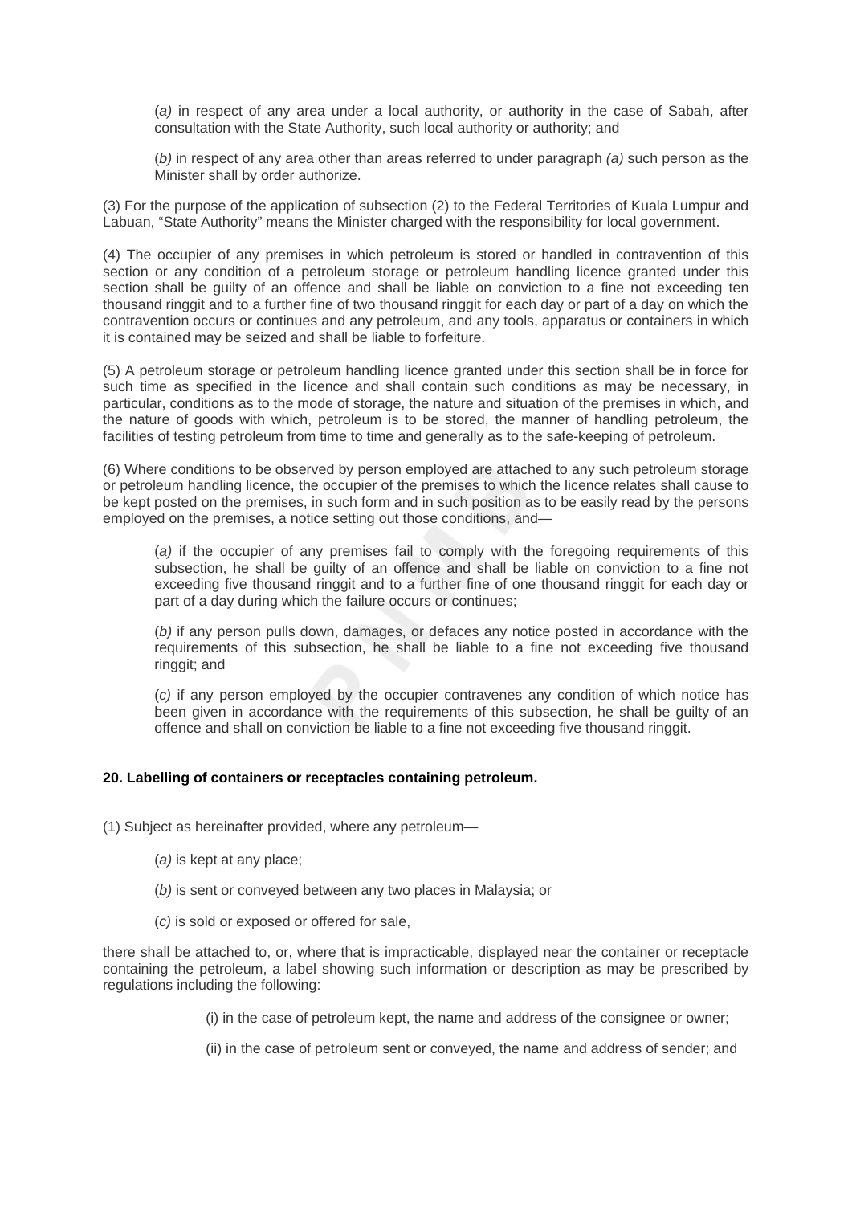(*a)* in respect of any area under a local authority, or authority in the case of Sabah, after consultation with the State Authority, such local authority or authority; and

(*b)* in respect of any area other than areas referred to under paragraph *(a)* such person as the Minister shall by order authorize.

(3) For the purpose of the application of subsection (2) to the Federal Territories of Kuala Lumpur and Labuan, "State Authority" means the Minister charged with the responsibility for local government.

(4) The occupier of any premises in which petroleum is stored or handled in contravention of this section or any condition of a petroleum storage or petroleum handling licence granted under this section shall be guilty of an offence and shall be liable on conviction to a fine not exceeding ten thousand ringgit and to a further fine of two thousand ringgit for each day or part of a day on which the contravention occurs or continues and any petroleum, and any tools, apparatus or containers in which it is contained may be seized and shall be liable to forfeiture.

(5) A petroleum storage or petroleum handling licence granted under this section shall be in force for such time as specified in the licence and shall contain such conditions as may be necessary, in particular, conditions as to the mode of storage, the nature and situation of the premises in which, and the nature of goods with which, petroleum is to be stored, the manner of handling petroleum, the facilities of testing petroleum from time to time and generally as to the safe-keeping of petroleum.

(6) Where conditions to be observed by person employed are attached to any such petroleum storage or petroleum handling licence, the occupier of the premises to which the licence relates shall cause to be kept posted on the premises, in such form and in such position as to be easily read by the persons employed on the premises, a notice setting out those conditions, and—

(*a)* if the occupier of any premises fail to comply with the foregoing requirements of this subsection, he shall be guilty of an offence and shall be liable on conviction to a fine not exceeding five thousand ringgit and to a further fine of one thousand ringgit for each day or part of a day during which the failure occurs or continues;

(*b)* if any person pulls down, damages, or defaces any notice posted in accordance with the requirements of this subsection, he shall be liable to a fine not exceeding five thousand ringgit; and

(*c)* if any person employed by the occupier contravenes any condition of which notice has been given in accordance with the requirements of this subsection, he shall be guilty of an offence and shall on conviction be liable to a fine not exceeding five thousand ringgit.

**20. Labelling of containers or receptacles containing petroleum.**

(1) Subject as hereinafter provided, where any petroleum—

(*a)* is kept at any place;

(*b)* is sent or conveyed between any two places in Malaysia; or

(*c)* is sold or exposed or offered for sale,

there shall be attached to, or, where that is impracticable, displayed near the container or receptacle containing the petroleum, a label showing such information or description as may be prescribed by regulations including the following:

(i) in the case of petroleum kept, the name and address of the consignee or owner;

(ii) in the case of petroleum sent or conveyed, the name and address of sender; and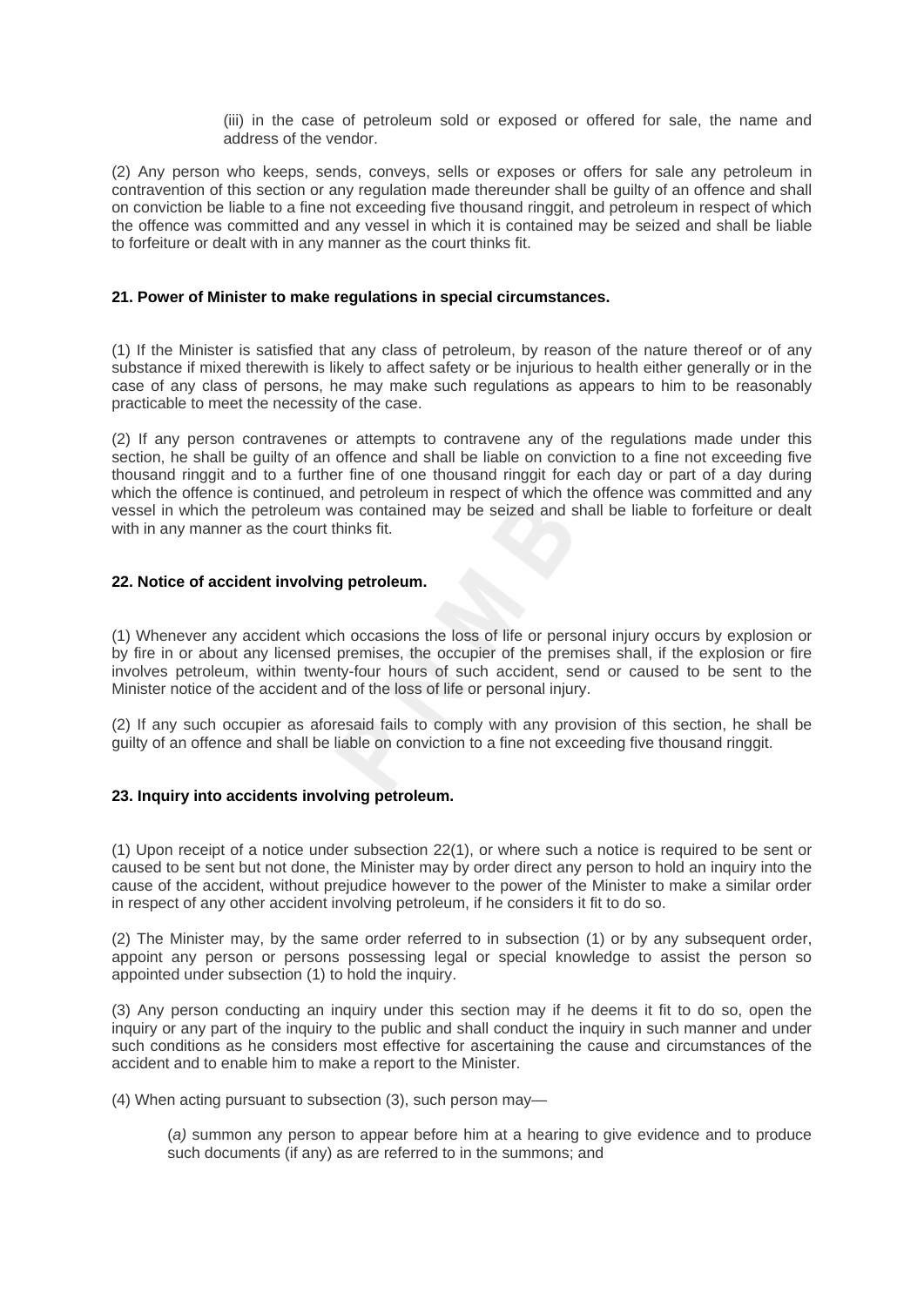(iii) in the case of petroleum sold or exposed or offered for sale, the name and address of the vendor.

(2) Any person who keeps, sends, conveys, sells or exposes or offers for sale any petroleum in contravention of this section or any regulation made thereunder shall be guilty of an offence and shall on conviction be liable to a fine not exceeding five thousand ringgit, and petroleum in respect of which the offence was committed and any vessel in which it is contained may be seized and shall be liable to forfeiture or dealt with in any manner as the court thinks fit.

**21. Power of Minister to make regulations in special circumstances.**

(1) If the Minister is satisfied that any class of petroleum, by reason of the nature thereof or of any substance if mixed therewith is likely to affect safety or be injurious to health either generally or in the case of any class of persons, he may make such regulations as appears to him to be reasonably practicable to meet the necessity of the case.

(2) If any person contravenes or attempts to contravene any of the regulations made under this section, he shall be guilty of an offence and shall be liable on conviction to a fine not exceeding five thousand ringgit and to a further fine of one thousand ringgit for each day or part of a day during which the offence is continued, and petroleum in respect of which the offence was committed and any vessel in which the petroleum was contained may be seized and shall be liable to forfeiture or dealt with in any manner as the court thinks fit.

**22. Notice of accident involving petroleum.**

(1) Whenever any accident which occasions the loss of life or personal injury occurs by explosion or by fire in or about any licensed premises, the occupier of the premises shall, if the explosion or fire involves petroleum, within twenty-four hours of such accident, send or caused to be sent to the Minister notice of the accident and of the loss of life or personal injury.

(2) If any such occupier as aforesaid fails to comply with any provision of this section, he shall be guilty of an offence and shall be liable on conviction to a fine not exceeding five thousand ringgit.

**23. Inquiry into accidents involving petroleum.**

(1) Upon receipt of a notice under subsection 22(1), or where such a notice is required to be sent or caused to be sent but not done, the Minister may by order direct any person to hold an inquiry into the cause of the accident, without prejudice however to the power of the Minister to make a similar order in respect of any other accident involving petroleum, if he considers it fit to do so.

(2) The Minister may, by the same order referred to in subsection (1) or by any subsequent order, appoint any person or persons possessing legal or special knowledge to assist the person so appointed under subsection (1) to hold the inquiry.

(3) Any person conducting an inquiry under this section may if he deems it fit to do so, open the inquiry or any part of the inquiry to the public and shall conduct the inquiry in such manner and under such conditions as he considers most effective for ascertaining the cause and circumstances of the accident and to enable him to make a report to the Minister.

(4) When acting pursuant to subsection (3), such person may—

(*a)* summon any person to appear before him at a hearing to give evidence and to produce such documents (if any) as are referred to in the summons; and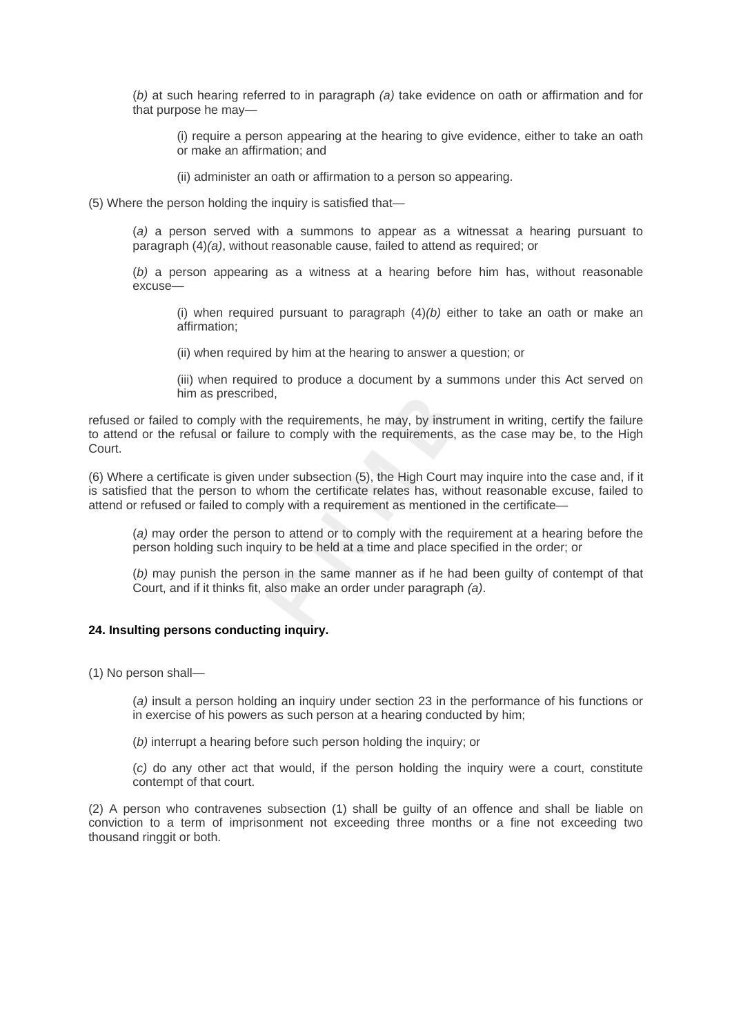(*b)* at such hearing referred to in paragraph *(a)* take evidence on oath or affirmation and for that purpose he may—

(i) require a person appearing at the hearing to give evidence, either to take an oath or make an affirmation; and

(ii) administer an oath or affirmation to a person so appearing.

(5) Where the person holding the inquiry is satisfied that—

(*a)* a person served with a summons to appear as a witnessat a hearing pursuant to paragraph (4)*(a)*, without reasonable cause, failed to attend as required; or

(*b)* a person appearing as a witness at a hearing before him has, without reasonable excuse—

(i) when required pursuant to paragraph (4)*(b)* either to take an oath or make an affirmation;

(ii) when required by him at the hearing to answer a question; or

(iii) when required to produce a document by a summons under this Act served on him as prescribed,

refused or failed to comply with the requirements, he may, by instrument in writing, certify the failure to attend or the refusal or failure to comply with the requirements, as the case may be, to the High Court.

(6) Where a certificate is given under subsection (5), the High Court may inquire into the case and, if it is satisfied that the person to whom the certificate relates has, without reasonable excuse, failed to attend or refused or failed to comply with a requirement as mentioned in the certificate—

(*a)* may order the person to attend or to comply with the requirement at a hearing before the person holding such inquiry to be held at a time and place specified in the order; or

(*b)* may punish the person in the same manner as if he had been guilty of contempt of that Court, and if it thinks fit, also make an order under paragraph *(a)*.

**24. Insulting persons conducting inquiry.**

(1) No person shall—

(*a)* insult a person holding an inquiry under section 23 in the performance of his functions or in exercise of his powers as such person at a hearing conducted by him;

(*b)* interrupt a hearing before such person holding the inquiry; or

(*c)* do any other act that would, if the person holding the inquiry were a court, constitute contempt of that court.

(2) A person who contravenes subsection (1) shall be guilty of an offence and shall be liable on conviction to a term of imprisonment not exceeding three months or a fine not exceeding two thousand ringgit or both.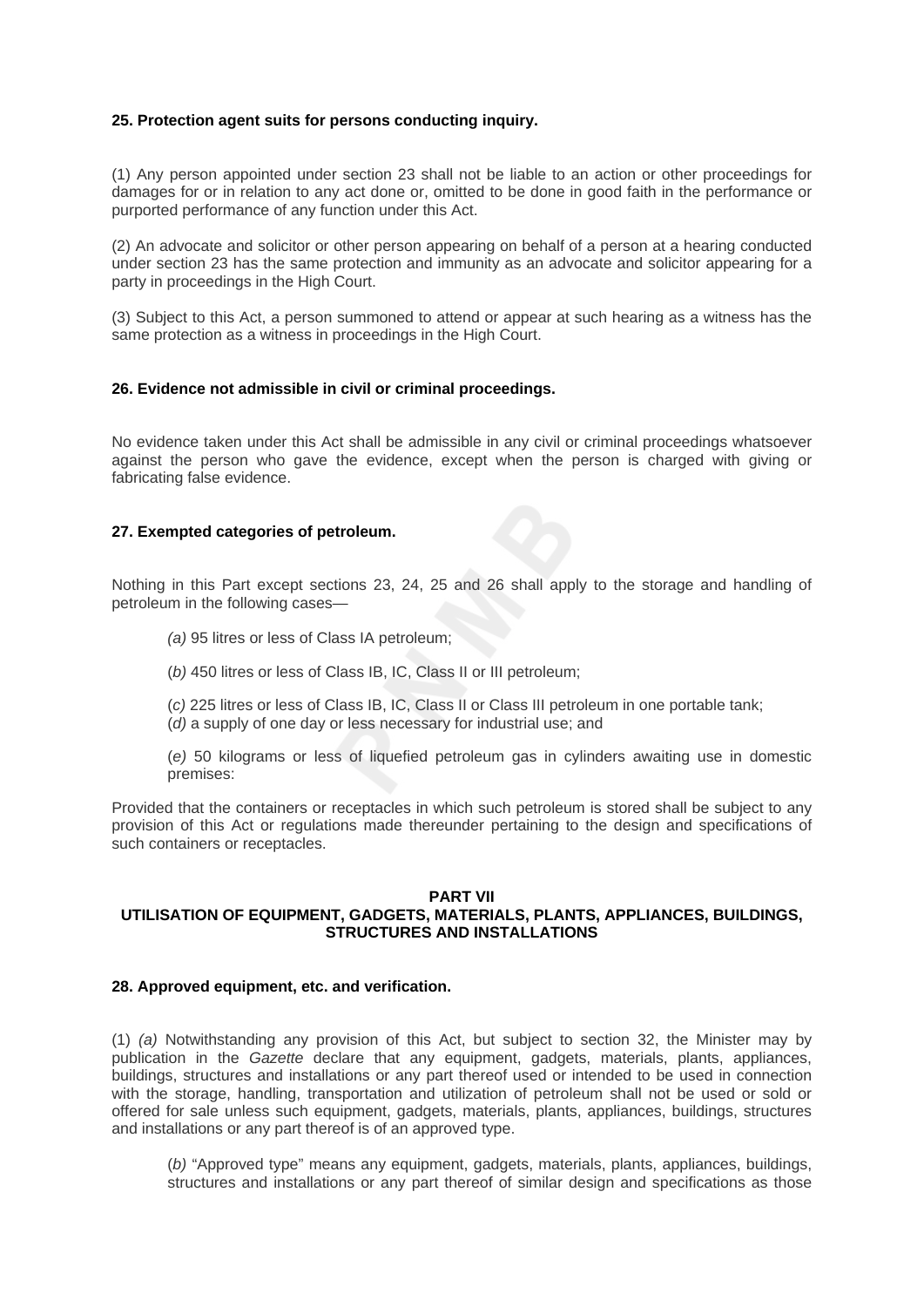**25. Protection agent suits for persons conducting inquiry.**

(1) Any person appointed under section 23 shall not be liable to an action or other proceedings for damages for or in relation to any act done or, omitted to be done in good faith in the performance or purported performance of any function under this Act.

(2) An advocate and solicitor or other person appearing on behalf of a person at a hearing conducted under section 23 has the same protection and immunity as an advocate and solicitor appearing for a party in proceedings in the High Court.

(3) Subject to this Act, a person summoned to attend or appear at such hearing as a witness has the same protection as a witness in proceedings in the High Court.

**26. Evidence not admissible in civil or criminal proceedings.**

No evidence taken under this Act shall be admissible in any civil or criminal proceedings whatsoever against the person who gave the evidence, except when the person is charged with giving or fabricating false evidence.

**27. Exempted categories of petroleum.**

Nothing in this Part except sections 23, 24, 25 and 26 shall apply to the storage and handling of petroleum in the following cases—

> *(a)* 95 litres or less of Class IA petroleum;
>
> (*b)* 450 litres or less of Class IB, IC, Class II or III petroleum;
>
> (*c)* 225 litres or less of Class IB, IC, Class II or Class III petroleum in one portable tank;
> (*d)* a supply of one day or less necessary for industrial use; and
>
> (*e)* 50 kilograms or less of liquefied petroleum gas in cylinders awaiting use in domestic premises:

Provided that the containers or receptacles in which such petroleum is stored shall be subject to any provision of this Act or regulations made thereunder pertaining to the design and specifications of such containers or receptacles.

**PART VII**
**UTILISATION OF EQUIPMENT, GADGETS, MATERIALS, PLANTS, APPLIANCES, BUILDINGS, STRUCTURES AND INSTALLATIONS**

**28. Approved equipment, etc. and verification.**

(1) *(a)* Notwithstanding any provision of this Act, but subject to section 32, the Minister may by publication in the *Gazette* declare that any equipment, gadgets, materials, plants, appliances, buildings, structures and installations or any part thereof used or intended to be used in connection with the storage, handling, transportation and utilization of petroleum shall not be used or sold or offered for sale unless such equipment, gadgets, materials, plants, appliances, buildings, structures and installations or any part thereof is of an approved type.

> (*b)* "Approved type" means any equipment, gadgets, materials, plants, appliances, buildings, structures and installations or any part thereof of similar design and specifications as those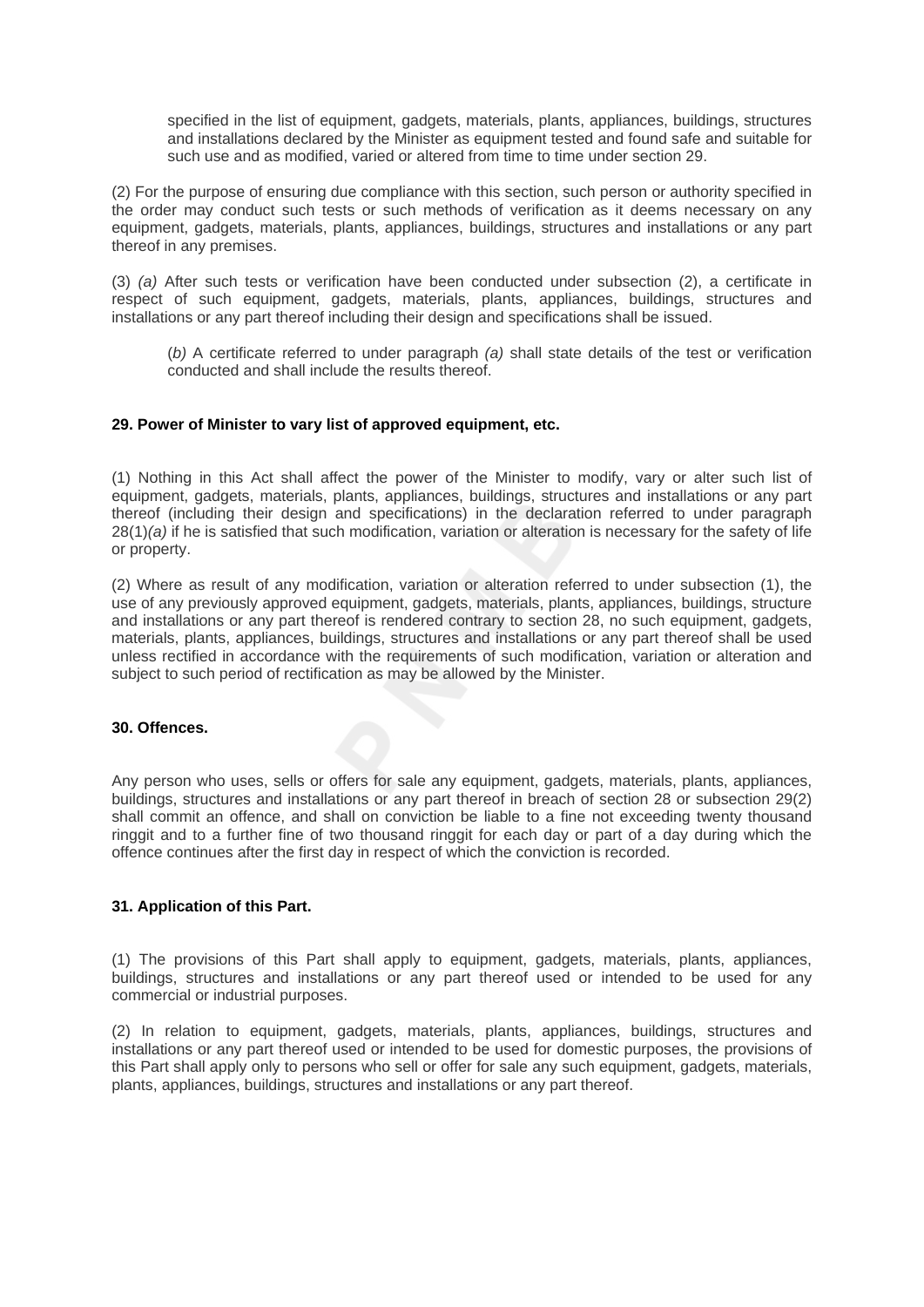specified in the list of equipment, gadgets, materials, plants, appliances, buildings, structures and installations declared by the Minister as equipment tested and found safe and suitable for such use and as modified, varied or altered from time to time under section 29.

(2) For the purpose of ensuring due compliance with this section, such person or authority specified in the order may conduct such tests or such methods of verification as it deems necessary on any equipment, gadgets, materials, plants, appliances, buildings, structures and installations or any part thereof in any premises.

(3) *(a)* After such tests or verification have been conducted under subsection (2), a certificate in respect of such equipment, gadgets, materials, plants, appliances, buildings, structures and installations or any part thereof including their design and specifications shall be issued.

(*b)* A certificate referred to under paragraph *(a)* shall state details of the test or verification conducted and shall include the results thereof.

**29. Power of Minister to vary list of approved equipment, etc.**

(1) Nothing in this Act shall affect the power of the Minister to modify, vary or alter such list of equipment, gadgets, materials, plants, appliances, buildings, structures and installations or any part thereof (including their design and specifications) in the declaration referred to under paragraph 28(1)*(a)* if he is satisfied that such modification, variation or alteration is necessary for the safety of life or property.

(2) Where as result of any modification, variation or alteration referred to under subsection (1), the use of any previously approved equipment, gadgets, materials, plants, appliances, buildings, structure and installations or any part thereof is rendered contrary to section 28, no such equipment, gadgets, materials, plants, appliances, buildings, structures and installations or any part thereof shall be used unless rectified in accordance with the requirements of such modification, variation or alteration and subject to such period of rectification as may be allowed by the Minister.

**30. Offences.**

Any person who uses, sells or offers for sale any equipment, gadgets, materials, plants, appliances, buildings, structures and installations or any part thereof in breach of section 28 or subsection 29(2) shall commit an offence, and shall on conviction be liable to a fine not exceeding twenty thousand ringgit and to a further fine of two thousand ringgit for each day or part of a day during which the offence continues after the first day in respect of which the conviction is recorded.

**31. Application of this Part.**

(1) The provisions of this Part shall apply to equipment, gadgets, materials, plants, appliances, buildings, structures and installations or any part thereof used or intended to be used for any commercial or industrial purposes.

(2) In relation to equipment, gadgets, materials, plants, appliances, buildings, structures and installations or any part thereof used or intended to be used for domestic purposes, the provisions of this Part shall apply only to persons who sell or offer for sale any such equipment, gadgets, materials, plants, appliances, buildings, structures and installations or any part thereof.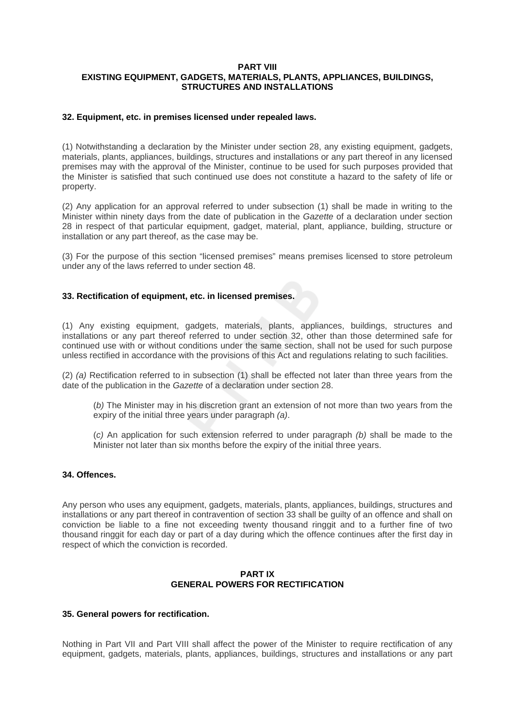## PART VIII
## EXISTING EQUIPMENT, GADGETS, MATERIALS, PLANTS, APPLIANCES, BUILDINGS, STRUCTURES AND INSTALLATIONS

### 32. Equipment, etc. in premises licensed under repealed laws.

(1) Notwithstanding a declaration by the Minister under section 28, any existing equipment, gadgets, materials, plants, appliances, buildings, structures and installations or any part thereof in any licensed premises may with the approval of the Minister, continue to be used for such purposes provided that the Minister is satisfied that such continued use does not constitute a hazard to the safety of life or property.

(2) Any application for an approval referred to under subsection (1) shall be made in writing to the Minister within ninety days from the date of publication in the *Gazette* of a declaration under section 28 in respect of that particular equipment, gadget, material, plant, appliance, building, structure or installation or any part thereof, as the case may be.

(3) For the purpose of this section "licensed premises" means premises licensed to store petroleum under any of the laws referred to under section 48.

### 33. Rectification of equipment, etc. in licensed premises.

(1) Any existing equipment, gadgets, materials, plants, appliances, buildings, structures and installations or any part thereof referred to under section 32, other than those determined safe for continued use with or without conditions under the same section, shall not be used for such purpose unless rectified in accordance with the provisions of this Act and regulations relating to such facilities.

(2) *(a)* Rectification referred to in subsection (1) shall be effected not later than three years from the date of the publication in the *Gazette* of a declaration under section 28.

(*b)* The Minister may in his discretion grant an extension of not more than two years from the expiry of the initial three years under paragraph *(a)*.

(*c)* An application for such extension referred to under paragraph *(b)* shall be made to the Minister not later than six months before the expiry of the initial three years.

### 34. Offences.

Any person who uses any equipment, gadgets, materials, plants, appliances, buildings, structures and installations or any part thereof in contravention of section 33 shall be guilty of an offence and shall on conviction be liable to a fine not exceeding twenty thousand ringgit and to a further fine of two thousand ringgit for each day or part of a day during which the offence continues after the first day in respect of which the conviction is recorded.

## PART IX
## GENERAL POWERS FOR RECTIFICATION

### 35. General powers for rectification.

Nothing in Part VII and Part VIII shall affect the power of the Minister to require rectification of any equipment, gadgets, materials, plants, appliances, buildings, structures and installations or any part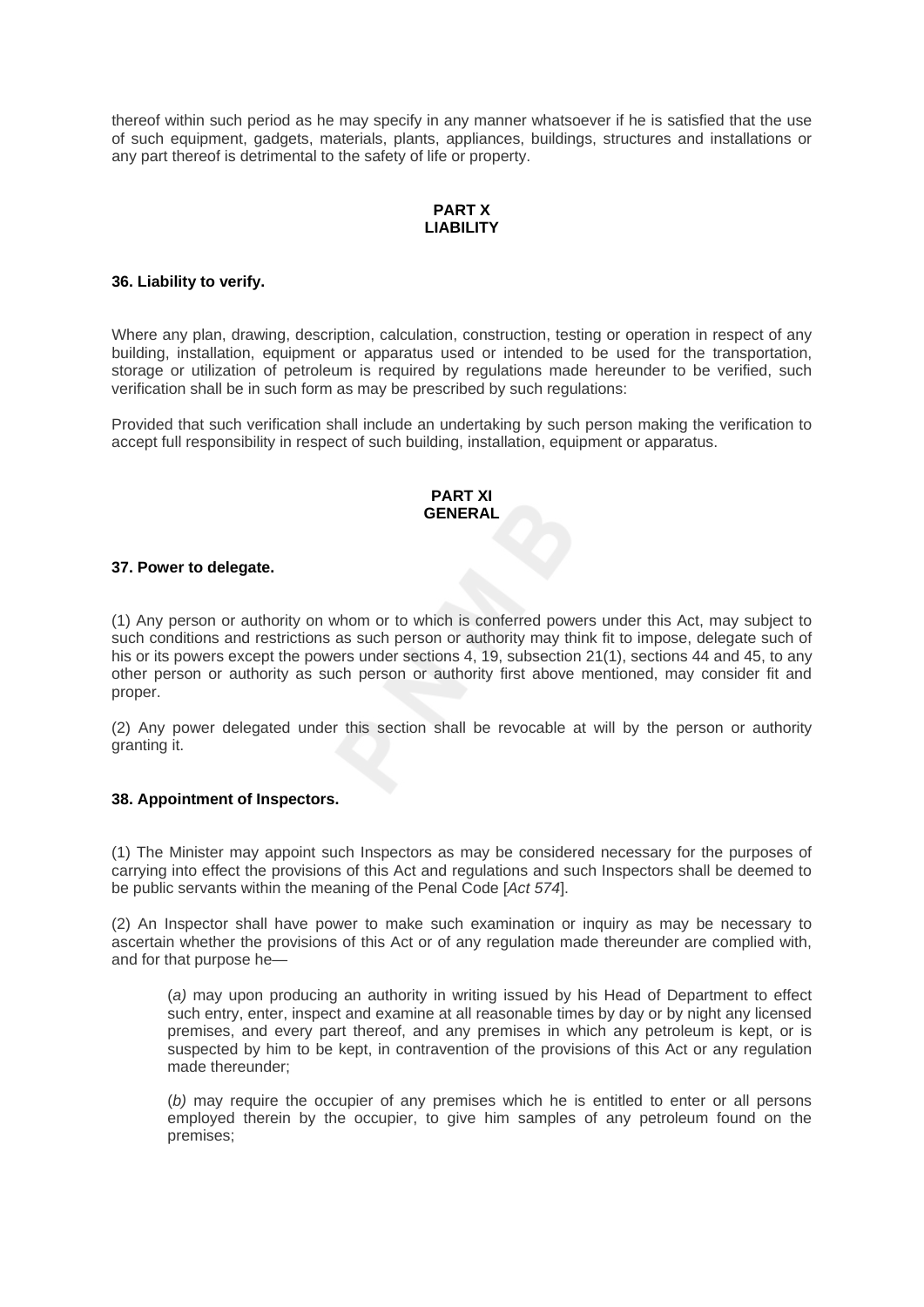thereof within such period as he may specify in any manner whatsoever if he is satisfied that the use of such equipment, gadgets, materials, plants, appliances, buildings, structures and installations or any part thereof is detrimental to the safety of life or property.

## PART X
## LIABILITY

### 36. Liability to verify.

Where any plan, drawing, description, calculation, construction, testing or operation in respect of any building, installation, equipment or apparatus used or intended to be used for the transportation, storage or utilization of petroleum is required by regulations made hereunder to be verified, such verification shall be in such form as may be prescribed by such regulations:

Provided that such verification shall include an undertaking by such person making the verification to accept full responsibility in respect of such building, installation, equipment or apparatus.

## PART XI
## GENERAL

### 37. Power to delegate.

(1) Any person or authority on whom or to which is conferred powers under this Act, may subject to such conditions and restrictions as such person or authority may think fit to impose, delegate such of his or its powers except the powers under sections 4, 19, subsection 21(1), sections 44 and 45, to any other person or authority as such person or authority first above mentioned, may consider fit and proper.

(2) Any power delegated under this section shall be revocable at will by the person or authority granting it.

### 38. Appointment of Inspectors.

(1) The Minister may appoint such Inspectors as may be considered necessary for the purposes of carrying into effect the provisions of this Act and regulations and such Inspectors shall be deemed to be public servants within the meaning of the Penal Code [*Act 574*].

(2) An Inspector shall have power to make such examination or inquiry as may be necessary to ascertain whether the provisions of this Act or of any regulation made thereunder are complied with, and for that purpose he—

> (*a)* may upon producing an authority in writing issued by his Head of Department to effect such entry, enter, inspect and examine at all reasonable times by day or by night any licensed premises, and every part thereof, and any premises in which any petroleum is kept, or is suspected by him to be kept, in contravention of the provisions of this Act or any regulation made thereunder;
>
> (*b)* may require the occupier of any premises which he is entitled to enter or all persons employed therein by the occupier, to give him samples of any petroleum found on the premises;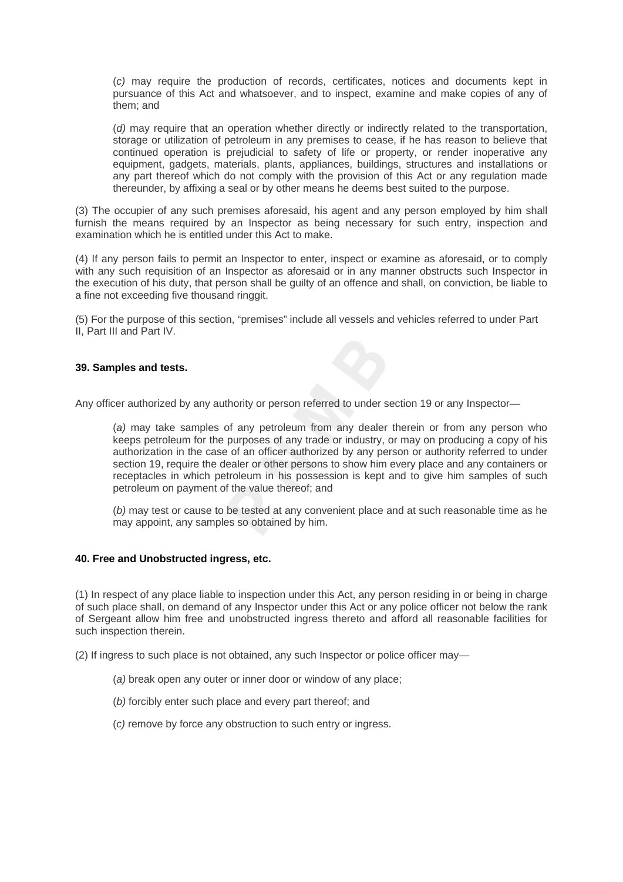(*c*) may require the production of records, certificates, notices and documents kept in pursuance of this Act and whatsoever, and to inspect, examine and make copies of any of them; and

(*d*) may require that an operation whether directly or indirectly related to the transportation, storage or utilization of petroleum in any premises to cease, if he has reason to believe that continued operation is prejudicial to safety of life or property, or render inoperative any equipment, gadgets, materials, plants, appliances, buildings, structures and installations or any part thereof which do not comply with the provision of this Act or any regulation made thereunder, by affixing a seal or by other means he deems best suited to the purpose.

(3) The occupier of any such premises aforesaid, his agent and any person employed by him shall furnish the means required by an Inspector as being necessary for such entry, inspection and examination which he is entitled under this Act to make.

(4) If any person fails to permit an Inspector to enter, inspect or examine as aforesaid, or to comply with any such requisition of an Inspector as aforesaid or in any manner obstructs such Inspector in the execution of his duty, that person shall be guilty of an offence and shall, on conviction, be liable to a fine not exceeding five thousand ringgit.

(5) For the purpose of this section, "premises" include all vessels and vehicles referred to under Part II, Part III and Part IV.

**39. Samples and tests.**

Any officer authorized by any authority or person referred to under section 19 or any Inspector—

(*a*) may take samples of any petroleum from any dealer therein or from any person who keeps petroleum for the purposes of any trade or industry, or may on producing a copy of his authorization in the case of an officer authorized by any person or authority referred to under section 19, require the dealer or other persons to show him every place and any containers or receptacles in which petroleum in his possession is kept and to give him samples of such petroleum on payment of the value thereof; and

(*b*) may test or cause to be tested at any convenient place and at such reasonable time as he may appoint, any samples so obtained by him.

**40. Free and Unobstructed ingress, etc.**

(1) In respect of any place liable to inspection under this Act, any person residing in or being in charge of such place shall, on demand of any Inspector under this Act or any police officer not below the rank of Sergeant allow him free and unobstructed ingress thereto and afford all reasonable facilities for such inspection therein.

(2) If ingress to such place is not obtained, any such Inspector or police officer may—

(*a*) break open any outer or inner door or window of any place;

(*b*) forcibly enter such place and every part thereof; and

(*c*) remove by force any obstruction to such entry or ingress.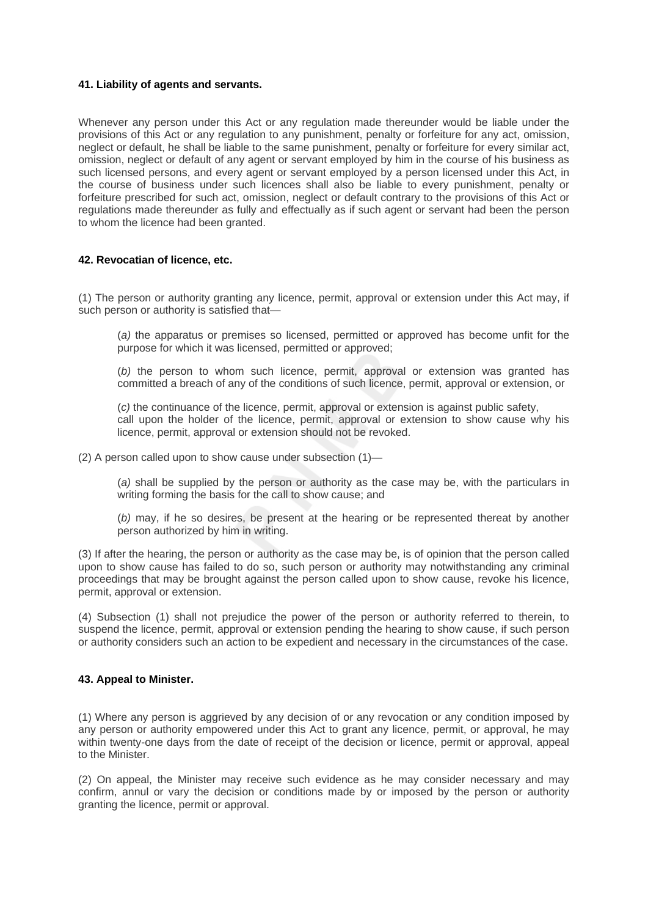**41. Liability of agents and servants.**

Whenever any person under this Act or any regulation made thereunder would be liable under the provisions of this Act or any regulation to any punishment, penalty or forfeiture for any act, omission, neglect or default, he shall be liable to the same punishment, penalty or forfeiture for every similar act, omission, neglect or default of any agent or servant employed by him in the course of his business as such licensed persons, and every agent or servant employed by a person licensed under this Act, in the course of business under such licences shall also be liable to every punishment, penalty or forfeiture prescribed for such act, omission, neglect or default contrary to the provisions of this Act or regulations made thereunder as fully and effectually as if such agent or servant had been the person to whom the licence had been granted.

**42. Revocatian of licence, etc.**

(1) The person or authority granting any licence, permit, approval or extension under this Act may, if such person or authority is satisfied that—

(*a)* the apparatus or premises so licensed, permitted or approved has become unfit for the purpose for which it was licensed, permitted or approved;

(*b)* the person to whom such licence, permit, approval or extension was granted has committed a breach of any of the conditions of such licence, permit, approval or extension, or

(*c)* the continuance of the licence, permit, approval or extension is against public safety, call upon the holder of the licence, permit, approval or extension to show cause why his licence, permit, approval or extension should not be revoked.

(2) A person called upon to show cause under subsection (1)—

(*a)* shall be supplied by the person or authority as the case may be, with the particulars in writing forming the basis for the call to show cause; and

(*b)* may, if he so desires, be present at the hearing or be represented thereat by another person authorized by him in writing.

(3) If after the hearing, the person or authority as the case may be, is of opinion that the person called upon to show cause has failed to do so, such person or authority may notwithstanding any criminal proceedings that may be brought against the person called upon to show cause, revoke his licence, permit, approval or extension.

(4) Subsection (1) shall not prejudice the power of the person or authority referred to therein, to suspend the licence, permit, approval or extension pending the hearing to show cause, if such person or authority considers such an action to be expedient and necessary in the circumstances of the case.

**43. Appeal to Minister.**

(1) Where any person is aggrieved by any decision of or any revocation or any condition imposed by any person or authority empowered under this Act to grant any licence, permit, or approval, he may within twenty-one days from the date of receipt of the decision or licence, permit or approval, appeal to the Minister.

(2) On appeal, the Minister may receive such evidence as he may consider necessary and may confirm, annul or vary the decision or conditions made by or imposed by the person or authority granting the licence, permit or approval.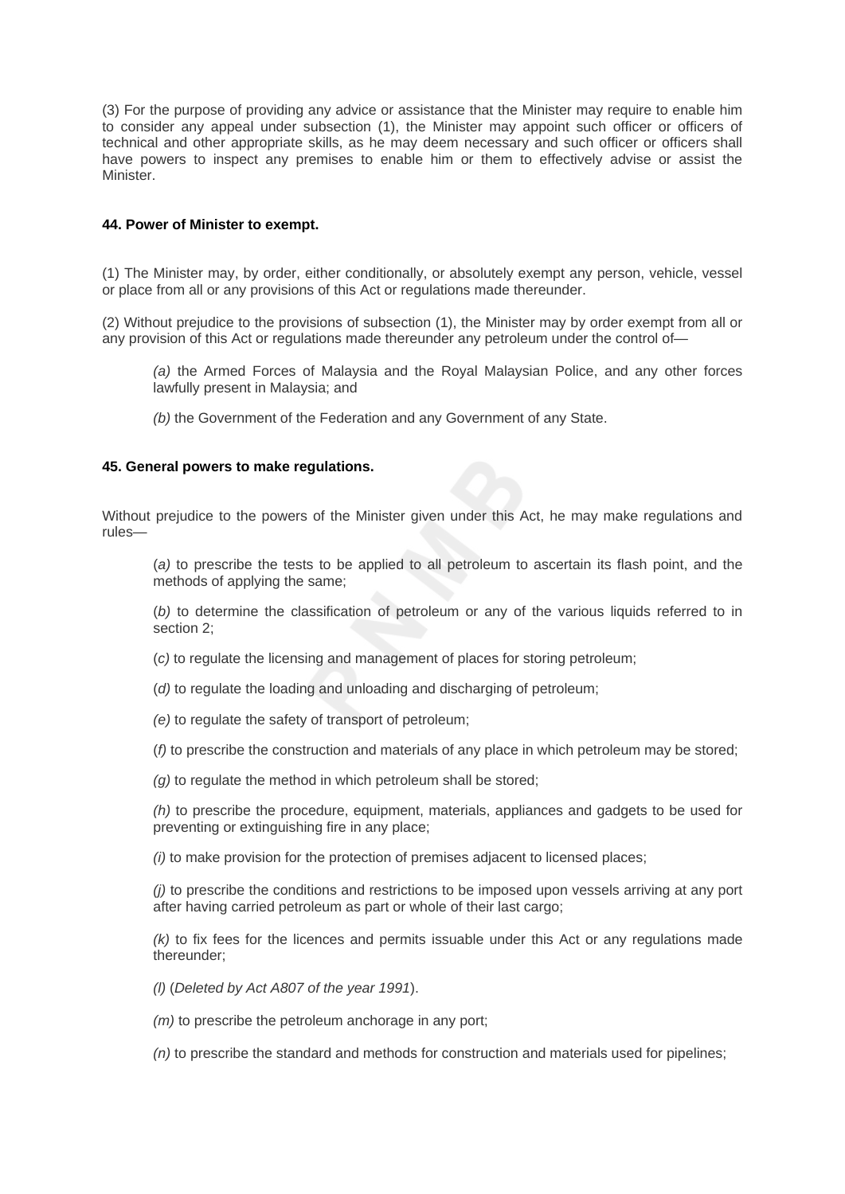(3) For the purpose of providing any advice or assistance that the Minister may require to enable him to consider any appeal under subsection (1), the Minister may appoint such officer or officers of technical and other appropriate skills, as he may deem necessary and such officer or officers shall have powers to inspect any premises to enable him or them to effectively advise or assist the Minister.

**44. Power of Minister to exempt.**

(1) The Minister may, by order, either conditionally, or absolutely exempt any person, vehicle, vessel or place from all or any provisions of this Act or regulations made thereunder.

(2) Without prejudice to the provisions of subsection (1), the Minister may by order exempt from all or any provision of this Act or regulations made thereunder any petroleum under the control of—

> *(a)* the Armed Forces of Malaysia and the Royal Malaysian Police, and any other forces lawfully present in Malaysia; and
>
> *(b)* the Government of the Federation and any Government of any State.

**45. General powers to make regulations.**

Without prejudice to the powers of the Minister given under this Act, he may make regulations and rules—

> (*a)* to prescribe the tests to be applied to all petroleum to ascertain its flash point, and the methods of applying the same;
>
> (*b)* to determine the classification of petroleum or any of the various liquids referred to in section 2;
>
> (*c)* to regulate the licensing and management of places for storing petroleum;
>
> (*d)* to regulate the loading and unloading and discharging of petroleum;
>
> *(e)* to regulate the safety of transport of petroleum;
>
> (*f)* to prescribe the construction and materials of any place in which petroleum may be stored;
>
> *(g)* to regulate the method in which petroleum shall be stored;
>
> *(h)* to prescribe the procedure, equipment, materials, appliances and gadgets to be used for preventing or extinguishing fire in any place;
>
> *(i)* to make provision for the protection of premises adjacent to licensed places;
>
> *(j)* to prescribe the conditions and restrictions to be imposed upon vessels arriving at any port after having carried petroleum as part or whole of their last cargo;
>
> *(k)* to fix fees for the licences and permits issuable under this Act or any regulations made thereunder;
>
> *(l)* (*Deleted by Act A807 of the year 1991*).
>
> *(m)* to prescribe the petroleum anchorage in any port;
>
> *(n)* to prescribe the standard and methods for construction and materials used for pipelines;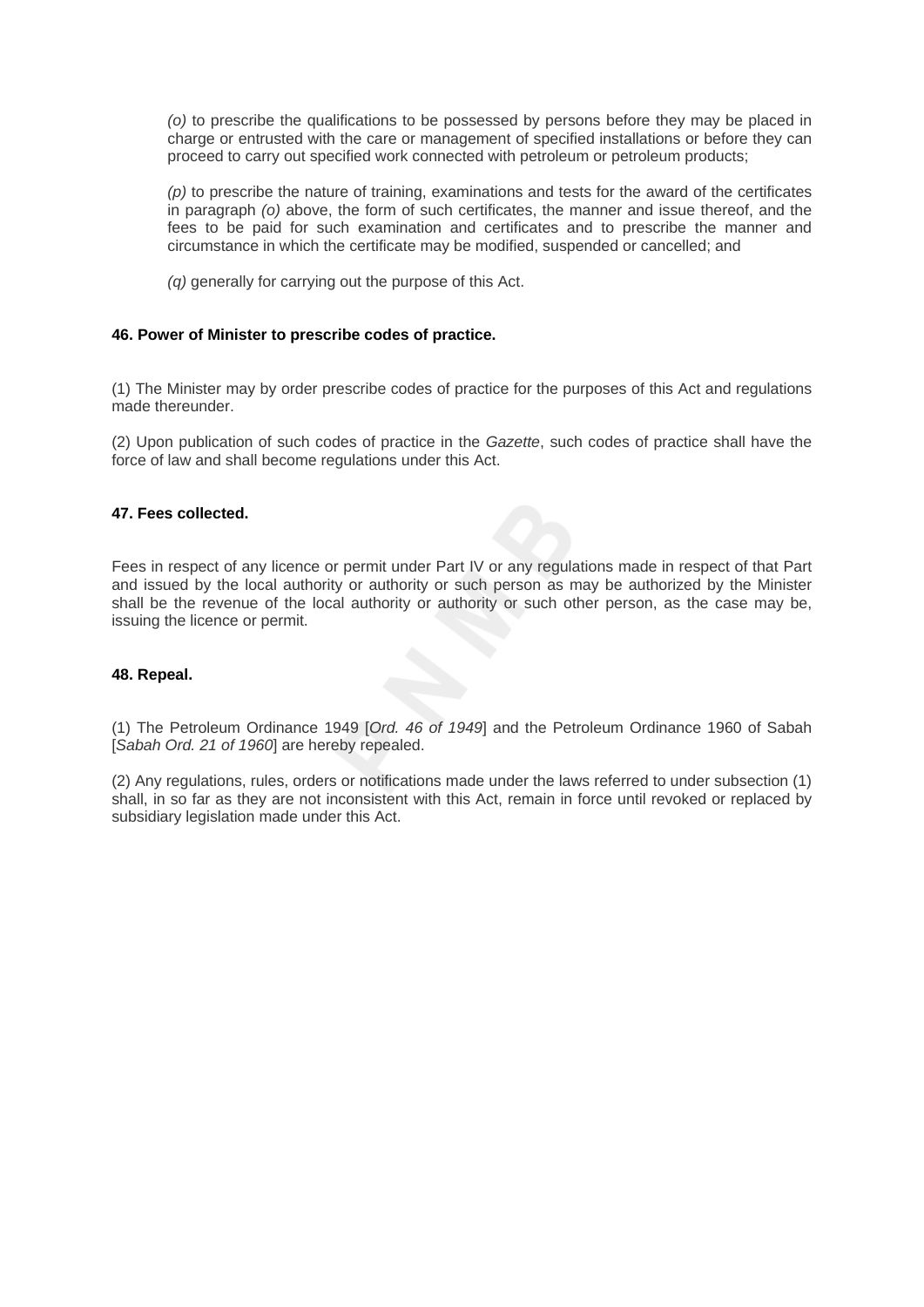*(o)* to prescribe the qualifications to be possessed by persons before they may be placed in charge or entrusted with the care or management of specified installations or before they can proceed to carry out specified work connected with petroleum or petroleum products;

*(p)* to prescribe the nature of training, examinations and tests for the award of the certificates in paragraph *(o)* above, the form of such certificates, the manner and issue thereof, and the fees to be paid for such examination and certificates and to prescribe the manner and circumstance in which the certificate may be modified, suspended or cancelled; and

*(q)* generally for carrying out the purpose of this Act.

**46. Power of Minister to prescribe codes of practice.**

(1) The Minister may by order prescribe codes of practice for the purposes of this Act and regulations made thereunder.

(2) Upon publication of such codes of practice in the *Gazette*, such codes of practice shall have the force of law and shall become regulations under this Act.

**47. Fees collected.**

Fees in respect of any licence or permit under Part IV or any regulations made in respect of that Part and issued by the local authority or authority or such person as may be authorized by the Minister shall be the revenue of the local authority or authority or such other person, as the case may be, issuing the licence or permit.

**48. Repeal.**

(1) The Petroleum Ordinance 1949 [*Ord. 46 of 1949*] and the Petroleum Ordinance 1960 of Sabah [*Sabah Ord. 21 of 1960*] are hereby repealed.

(2) Any regulations, rules, orders or notifications made under the laws referred to under subsection (1) shall, in so far as they are not inconsistent with this Act, remain in force until revoked or replaced by subsidiary legislation made under this Act.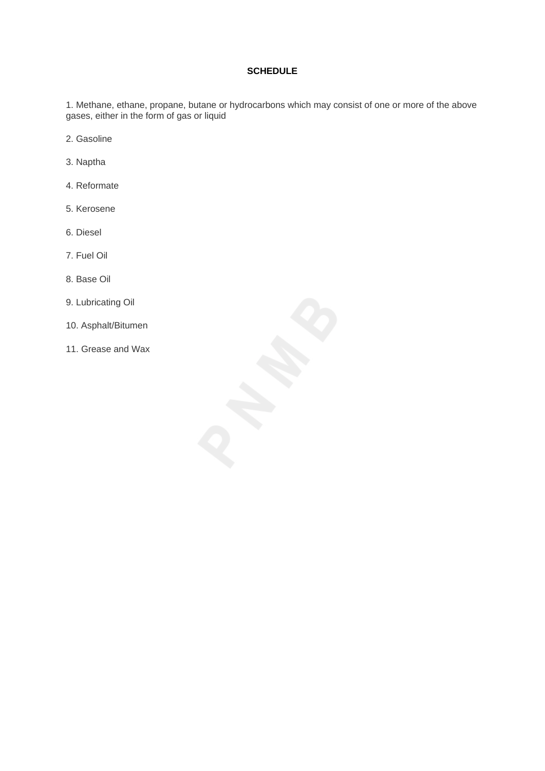## SCHEDULE

1. Methane, ethane, propane, butane or hydrocarbons which may consist of one or more of the above gases, either in the form of gas or liquid

2. Gasoline

3. Naptha

4. Reformate

5. Kerosene

6. Diesel

7. Fuel Oil

8. Base Oil

9. Lubricating Oil

10. Asphalt/Bitumen

11. Grease and Wax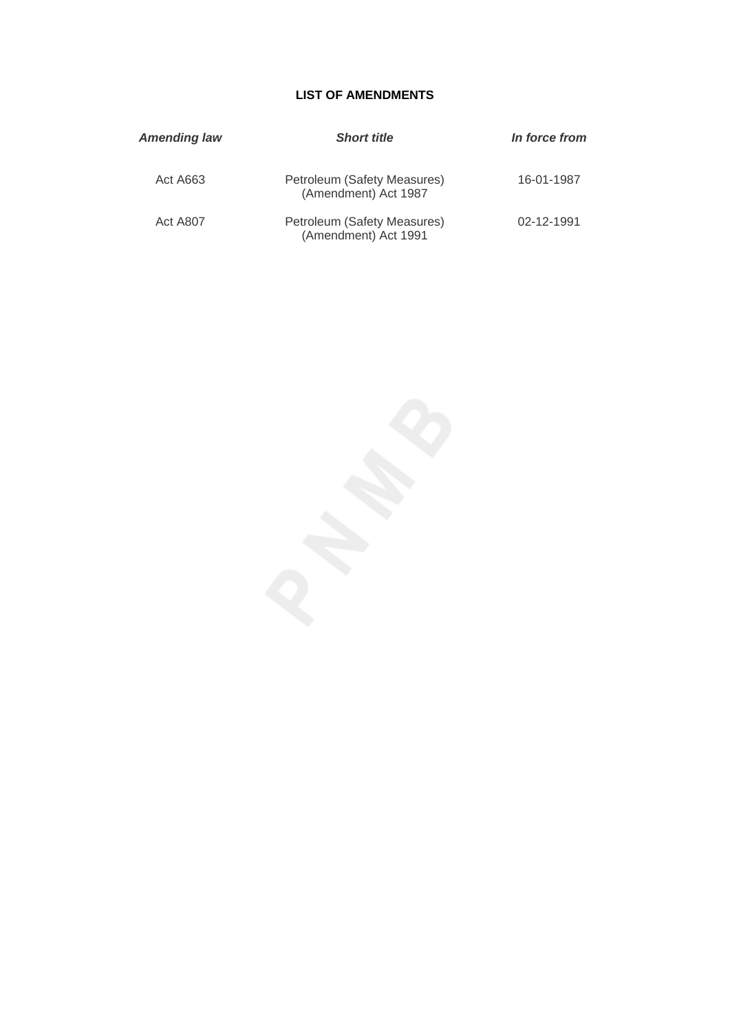**LIST OF AMENDMENTS**

| *Amending law* | *Short title* | *In force from* |
|---|---|---|
| Act A663 | Petroleum (Safety Measures) (Amendment) Act 1987 | 16-01-1987 |
| Act A807 | Petroleum (Safety Measures) (Amendment) Act 1991 | 02-12-1991 |